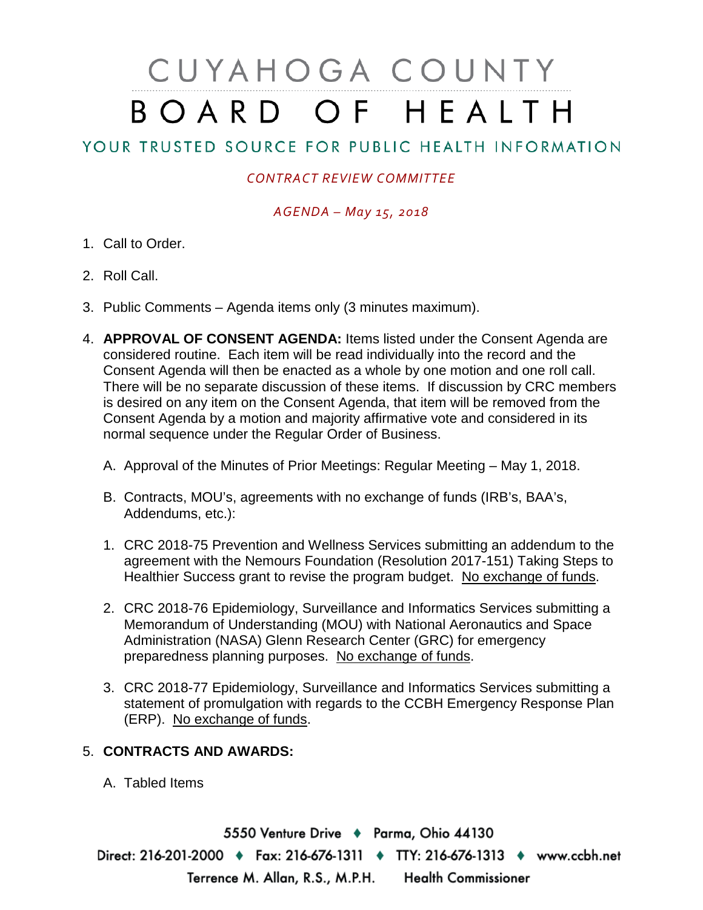# CUYAHOGA COUNTY BOARD OF HEALTH

## YOUR TRUSTED SOURCE FOR PUBLIC HEALTH INFORMATION

*CONTRACT REVIEW COMMITTEE*

*AGENDA – May 15, 2018*

1. Call to Order.

2. Roll Call.

3. Public Comments – Agenda items only (3 minutes maximum).

4. **APPROVAL OF CONSENT AGENDA:** Items listed under the Consent Agenda are considered routine. Each item will be read individually into the record and the Consent Agenda will then be enacted as a whole by one motion and one roll call. There will be no separate discussion of these items. If discussion by CRC members is desired on any item on the Consent Agenda, that item will be removed from the Consent Agenda by a motion and majority affirmative vote and considered in its normal sequence under the Regular Order of Business.

   A. Approval of the Minutes of Prior Meetings: Regular Meeting – May 1, 2018.

   B. Contracts, MOU's, agreements with no exchange of funds (IRB's, BAA's, Addendums, etc.):

   1. CRC 2018-75 Prevention and Wellness Services submitting an addendum to the agreement with the Nemours Foundation (Resolution 2017-151) Taking Steps to Healthier Success grant to revise the program budget. No exchange of funds.

   2. CRC 2018-76 Epidemiology, Surveillance and Informatics Services submitting a Memorandum of Understanding (MOU) with National Aeronautics and Space Administration (NASA) Glenn Research Center (GRC) for emergency preparedness planning purposes. No exchange of funds.

   3. CRC 2018-77 Epidemiology, Surveillance and Informatics Services submitting a statement of promulgation with regards to the CCBH Emergency Response Plan (ERP). No exchange of funds.

5. **CONTRACTS AND AWARDS:**

   A. Tabled Items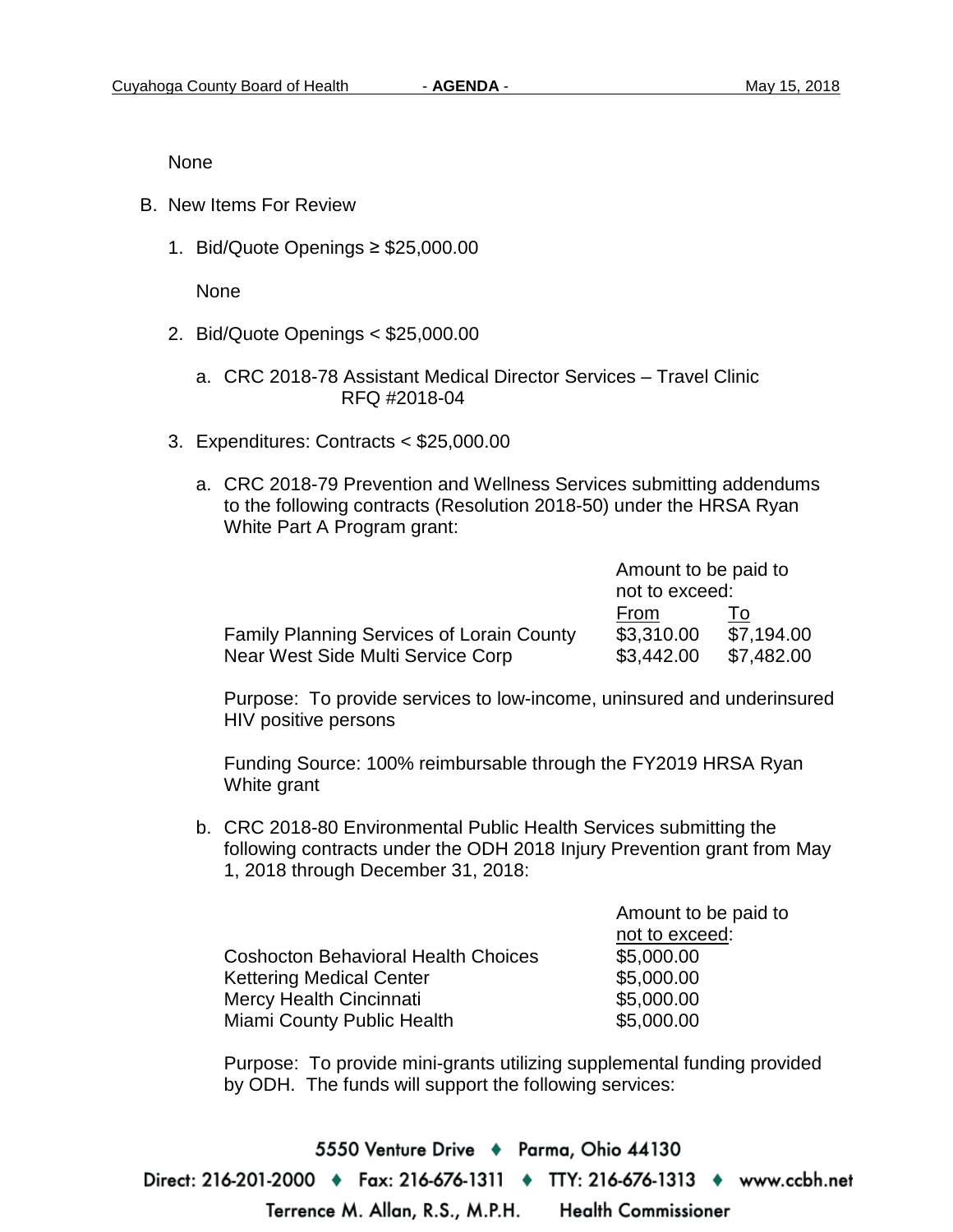None

B. New Items For Review

1. Bid/Quote Openings ≥ $25,000.00

   None

2. Bid/Quote Openings < $25,000.00

   a. CRC 2018-78 Assistant Medical Director Services – Travel Clinic RFQ #2018-04

3. Expenditures: Contracts < $25,000.00

   a. CRC 2018-79 Prevention and Wellness Services submitting addendums to the following contracts (Resolution 2018-50) under the HRSA Ryan White Part A Program grant:

| | Amount to be paid to not to exceed: | |
|---|---|---|
| | From | To |
| Family Planning Services of Lorain County | $3,310.00 | $7,194.00 |
| Near West Side Multi Service Corp | $3,442.00 | $7,482.00 |

   Purpose: To provide services to low-income, uninsured and underinsured HIV positive persons

   Funding Source: 100% reimbursable through the FY2019 HRSA Ryan White grant

   b. CRC 2018-80 Environmental Public Health Services submitting the following contracts under the ODH 2018 Injury Prevention grant from May 1, 2018 through December 31, 2018:

| | Amount to be paid to not to exceed: |
|---|---|
| Coshocton Behavioral Health Choices | $5,000.00 |
| Kettering Medical Center | $5,000.00 |
| Mercy Health Cincinnati | $5,000.00 |
| Miami County Public Health | $5,000.00 |

   Purpose: To provide mini-grants utilizing supplemental funding provided by ODH. The funds will support the following services: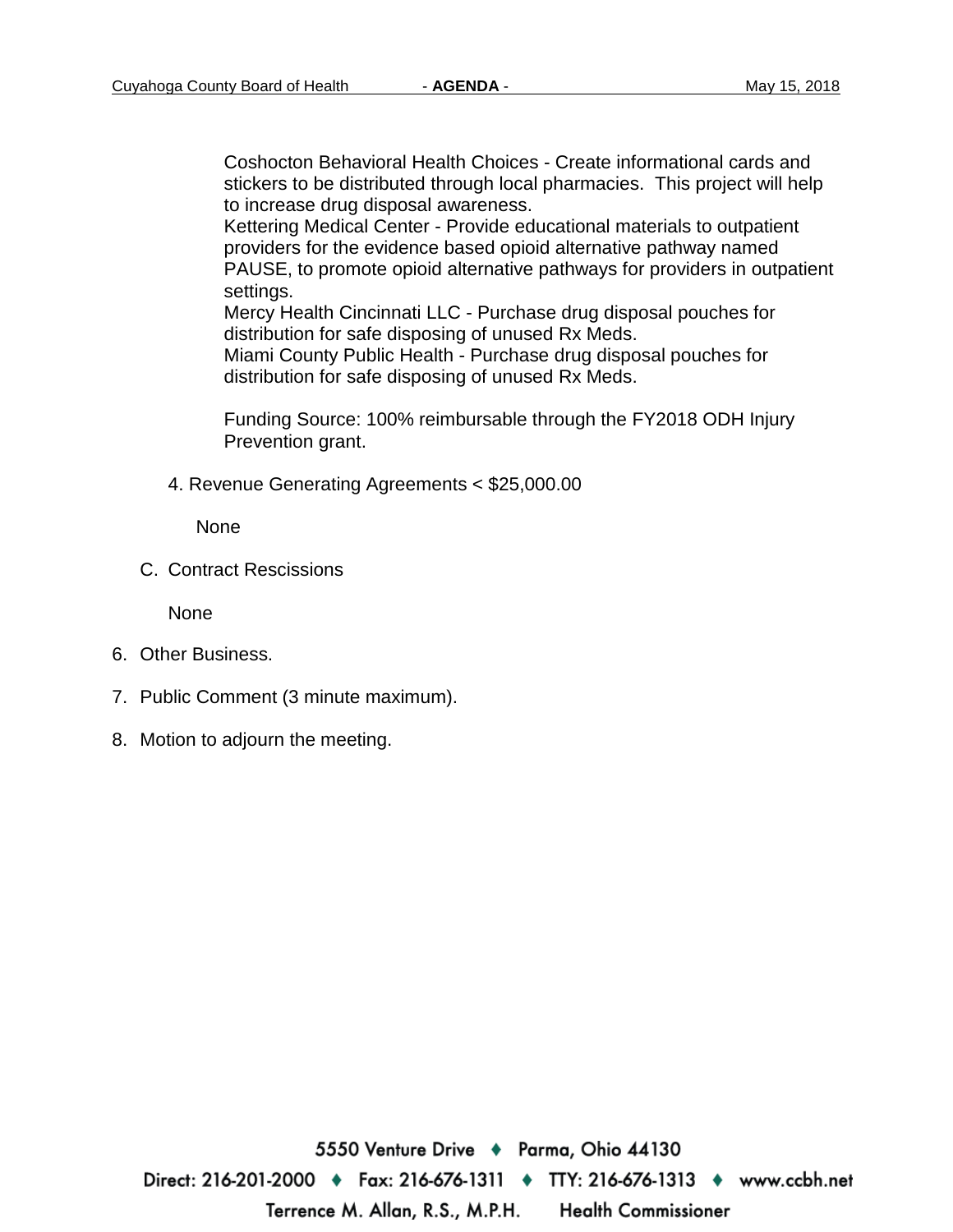Coshocton Behavioral Health Choices - Create informational cards and stickers to be distributed through local pharmacies.  This project will help to increase drug disposal awareness.
Kettering Medical Center - Provide educational materials to outpatient providers for the evidence based opioid alternative pathway named PAUSE, to promote opioid alternative pathways for providers in outpatient settings.
Mercy Health Cincinnati LLC - Purchase drug disposal pouches for distribution for safe disposing of unused Rx Meds.
Miami County Public Health - Purchase drug disposal pouches for distribution for safe disposing of unused Rx Meds.

Funding Source: 100% reimbursable through the FY2018 ODH Injury Prevention grant.

4. Revenue Generating Agreements < $25,000.00

   None

C. Contract Rescissions

   None

6. Other Business.

7. Public Comment (3 minute maximum).

8. Motion to adjourn the meeting.